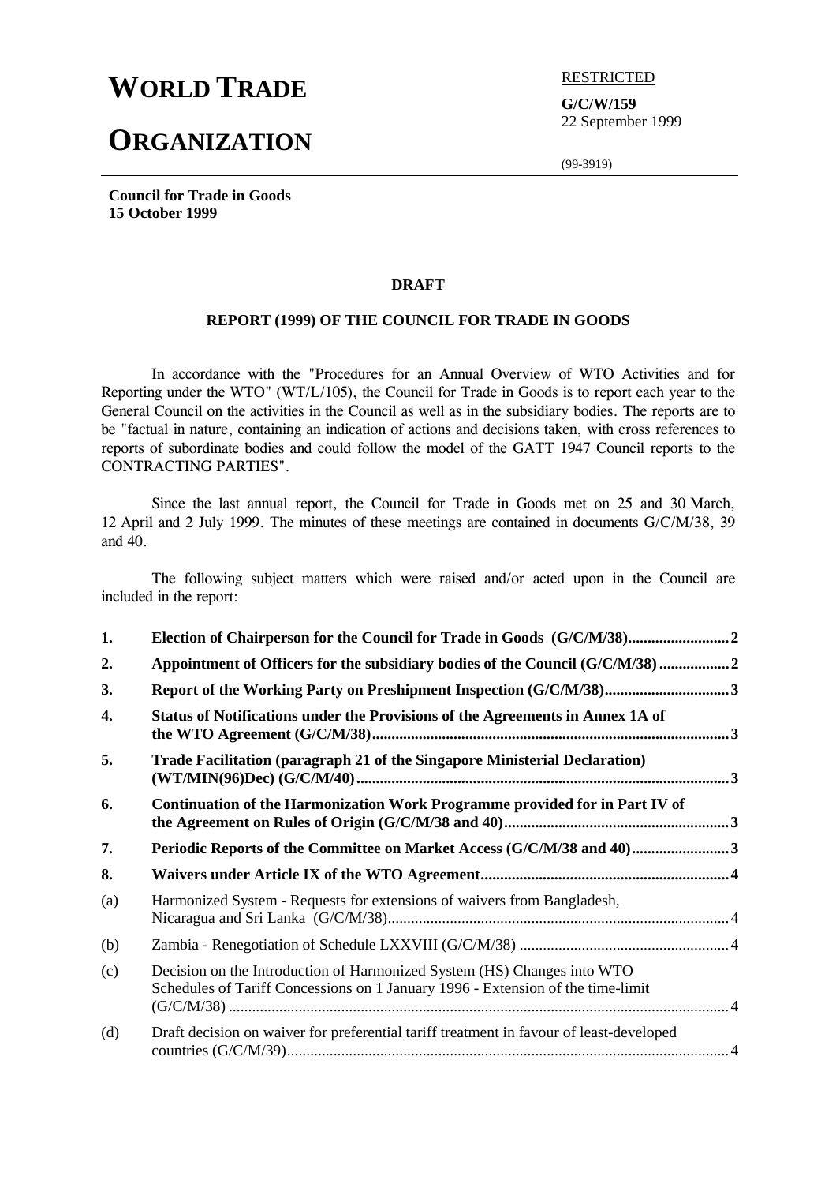# WORLD TRADE ORGANIZATION

RESTRICTED

**G/C/W/159**
22 September 1999

(99-3919)

**Council for Trade in Goods**
**15 October 1999**

**DRAFT**

**REPORT (1999) OF THE COUNCIL FOR TRADE IN GOODS**

In accordance with the "Procedures for an Annual Overview of WTO Activities and for Reporting under the WTO" (WT/L/105), the Council for Trade in Goods is to report each year to the General Council on the activities in the Council as well as in the subsidiary bodies. The reports are to be "factual in nature, containing an indication of actions and decisions taken, with cross references to reports of subordinate bodies and could follow the model of the GATT 1947 Council reports to the CONTRACTING PARTIES".

Since the last annual report, the Council for Trade in Goods met on 25 and 30 March, 12 April and 2 July 1999. The minutes of these meetings are contained in documents G/C/M/38, 39 and 40.

The following subject matters which were raised and/or acted upon in the Council are included in the report:

| | | |
|---|---|---|
| **1.** | **Election of Chairperson for the Council for Trade in Goods (G/C/M/38)** | **2** |
| **2.** | **Appointment of Officers for the subsidiary bodies of the Council (G/C/M/38)** | **2** |
| **3.** | **Report of the Working Party on Preshipment Inspection (G/C/M/38)** | **3** |
| **4.** | **Status of Notifications under the Provisions of the Agreements in Annex 1A of the WTO Agreement (G/C/M/38)** | **3** |
| **5.** | **Trade Facilitation (paragraph 21 of the Singapore Ministerial Declaration) (WT/MIN(96)Dec) (G/C/M/40)** | **3** |
| **6.** | **Continuation of the Harmonization Work Programme provided for in Part IV of the Agreement on Rules of Origin (G/C/M/38 and 40)** | **3** |
| **7.** | **Periodic Reports of the Committee on Market Access (G/C/M/38 and 40)** | **3** |
| **8.** | **Waivers under Article IX of the WTO Agreement** | **4** |
| (a) | Harmonized System - Requests for extensions of waivers from Bangladesh, Nicaragua and Sri Lanka (G/C/M/38) | 4 |
| (b) | Zambia - Renegotiation of Schedule LXXVIII (G/C/M/38) | 4 |
| (c) | Decision on the Introduction of Harmonized System (HS) Changes into WTO Schedules of Tariff Concessions on 1 January 1996 - Extension of the time-limit (G/C/M/38) | 4 |
| (d) | Draft decision on waiver for preferential tariff treatment in favour of least-developed countries (G/C/M/39) | 4 |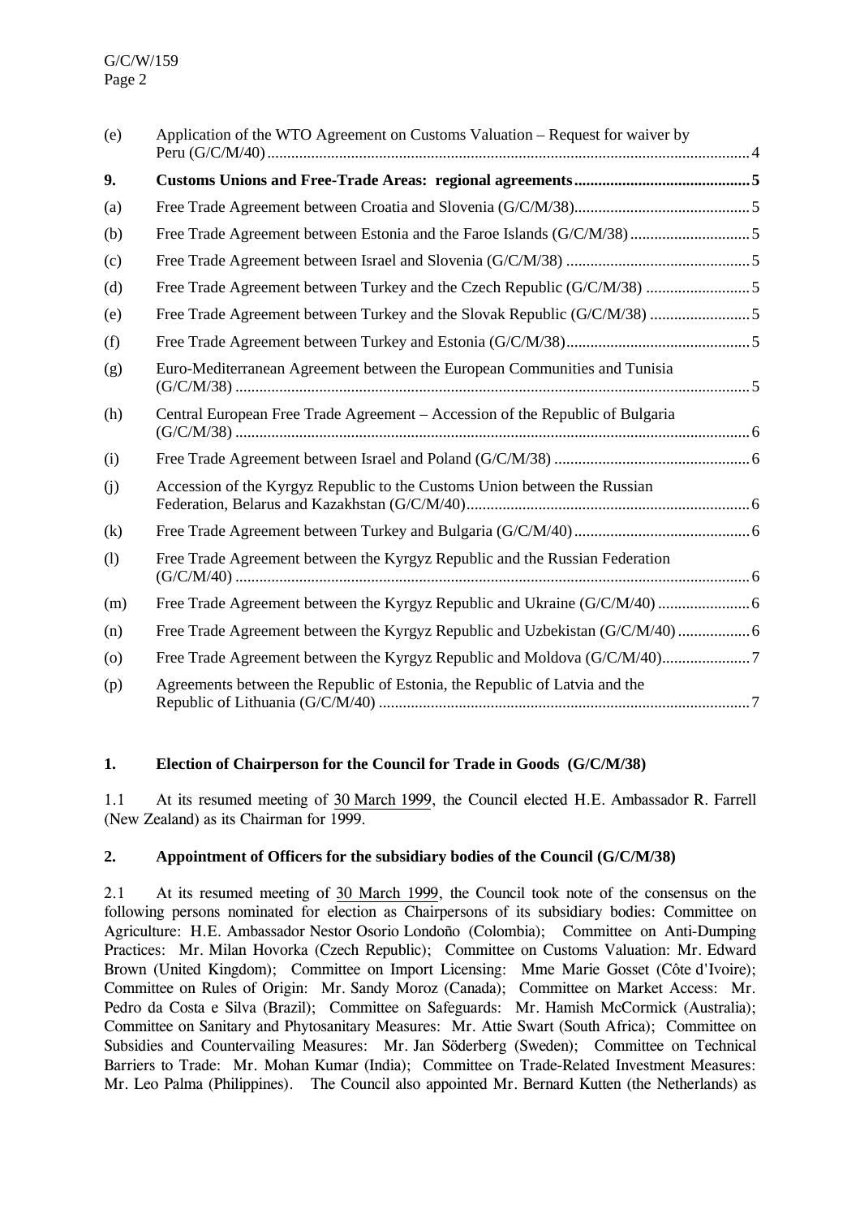| | | |
|---|---|---|
| (e) | Application of the WTO Agreement on Customs Valuation – Request for waiver by Peru (G/C/M/40) | 4 |
| **9.** | **Customs Unions and Free-Trade Areas: regional agreements** | **5** |
| (a) | Free Trade Agreement between Croatia and Slovenia (G/C/M/38) | 5 |
| (b) | Free Trade Agreement between Estonia and the Faroe Islands (G/C/M/38) | 5 |
| (c) | Free Trade Agreement between Israel and Slovenia (G/C/M/38) | 5 |
| (d) | Free Trade Agreement between Turkey and the Czech Republic (G/C/M/38) | 5 |
| (e) | Free Trade Agreement between Turkey and the Slovak Republic (G/C/M/38) | 5 |
| (f) | Free Trade Agreement between Turkey and Estonia (G/C/M/38) | 5 |
| (g) | Euro-Mediterranean Agreement between the European Communities and Tunisia (G/C/M/38) | 5 |
| (h) | Central European Free Trade Agreement – Accession of the Republic of Bulgaria (G/C/M/38) | 6 |
| (i) | Free Trade Agreement between Israel and Poland (G/C/M/38) | 6 |
| (j) | Accession of the Kyrgyz Republic to the Customs Union between the Russian Federation, Belarus and Kazakhstan (G/C/M/40) | 6 |
| (k) | Free Trade Agreement between Turkey and Bulgaria (G/C/M/40) | 6 |
| (l) | Free Trade Agreement between the Kyrgyz Republic and the Russian Federation (G/C/M/40) | 6 |
| (m) | Free Trade Agreement between the Kyrgyz Republic and Ukraine (G/C/M/40) | 6 |
| (n) | Free Trade Agreement between the Kyrgyz Republic and Uzbekistan (G/C/M/40) | 6 |
| (o) | Free Trade Agreement between the Kyrgyz Republic and Moldova (G/C/M/40) | 7 |
| (p) | Agreements between the Republic of Estonia, the Republic of Latvia and the Republic of Lithuania (G/C/M/40) | 7 |

## 1. Election of Chairperson for the Council for Trade in Goods (G/C/M/38)

1.1 At its resumed meeting of 30 March 1999, the Council elected H.E. Ambassador R. Farrell (New Zealand) as its Chairman for 1999.

## 2. Appointment of Officers for the subsidiary bodies of the Council (G/C/M/38)

2.1 At its resumed meeting of 30 March 1999, the Council took note of the consensus on the following persons nominated for election as Chairpersons of its subsidiary bodies: Committee on Agriculture: H.E. Ambassador Nestor Osorio Londoño (Colombia); Committee on Anti-Dumping Practices: Mr. Milan Hovorka (Czech Republic); Committee on Customs Valuation: Mr. Edward Brown (United Kingdom); Committee on Import Licensing: Mme Marie Gosset (Côte d'Ivoire); Committee on Rules of Origin: Mr. Sandy Moroz (Canada); Committee on Market Access: Mr. Pedro da Costa e Silva (Brazil); Committee on Safeguards: Mr. Hamish McCormick (Australia); Committee on Sanitary and Phytosanitary Measures: Mr. Attie Swart (South Africa); Committee on Subsidies and Countervailing Measures: Mr. Jan Söderberg (Sweden); Committee on Technical Barriers to Trade: Mr. Mohan Kumar (India); Committee on Trade-Related Investment Measures: Mr. Leo Palma (Philippines). The Council also appointed Mr. Bernard Kutten (the Netherlands) as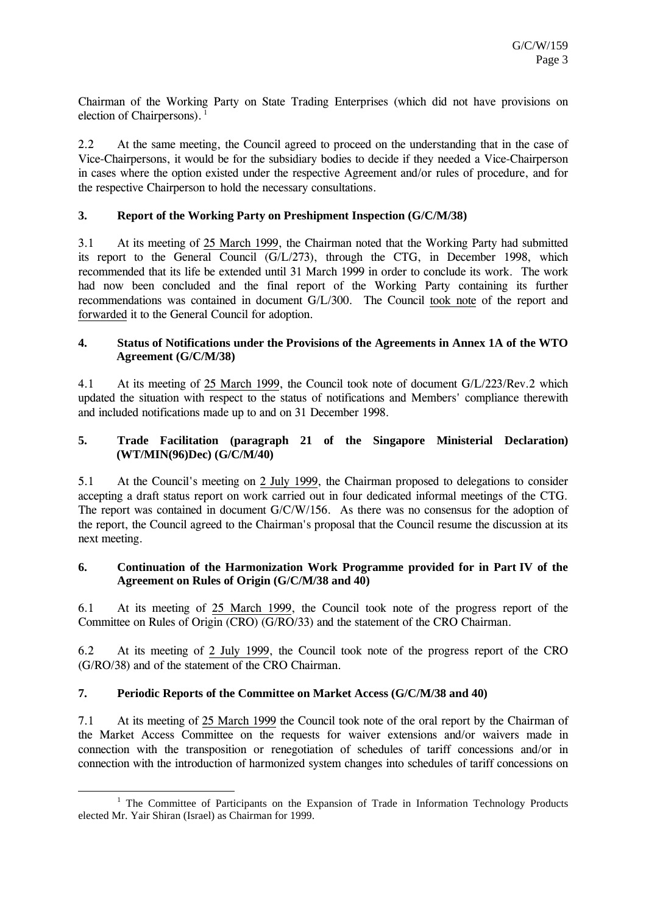Chairman of the Working Party on State Trading Enterprises (which did not have provisions on election of Chairpersons).[1]

2.2 At the same meeting, the Council agreed to proceed on the understanding that in the case of Vice-Chairpersons, it would be for the subsidiary bodies to decide if they needed a Vice-Chairperson in cases where the option existed under the respective Agreement and/or rules of procedure, and for the respective Chairperson to hold the necessary consultations.

### 3. Report of the Working Party on Preshipment Inspection (G/C/M/38)

3.1 At its meeting of 25 March 1999, the Chairman noted that the Working Party had submitted its report to the General Council (G/L/273), through the CTG, in December 1998, which recommended that its life be extended until 31 March 1999 in order to conclude its work. The work had now been concluded and the final report of the Working Party containing its further recommendations was contained in document G/L/300. The Council took note of the report and forwarded it to the General Council for adoption.

### 4. Status of Notifications under the Provisions of the Agreements in Annex 1A of the WTO Agreement (G/C/M/38)

4.1 At its meeting of 25 March 1999, the Council took note of document G/L/223/Rev.2 which updated the situation with respect to the status of notifications and Members' compliance therewith and included notifications made up to and on 31 December 1998.

### 5. Trade Facilitation (paragraph 21 of the Singapore Ministerial Declaration) (WT/MIN(96)Dec) (G/C/M/40)

5.1 At the Council's meeting on 2 July 1999, the Chairman proposed to delegations to consider accepting a draft status report on work carried out in four dedicated informal meetings of the CTG. The report was contained in document G/C/W/156. As there was no consensus for the adoption of the report, the Council agreed to the Chairman's proposal that the Council resume the discussion at its next meeting.

### 6. Continuation of the Harmonization Work Programme provided for in Part IV of the Agreement on Rules of Origin (G/C/M/38 and 40)

6.1 At its meeting of 25 March 1999, the Council took note of the progress report of the Committee on Rules of Origin (CRO) (G/RO/33) and the statement of the CRO Chairman.

6.2 At its meeting of 2 July 1999, the Council took note of the progress report of the CRO (G/RO/38) and of the statement of the CRO Chairman.

### 7. Periodic Reports of the Committee on Market Access (G/C/M/38 and 40)

7.1 At its meeting of 25 March 1999 the Council took note of the oral report by the Chairman of the Market Access Committee on the requests for waiver extensions and/or waivers made in connection with the transposition or renegotiation of schedules of tariff concessions and/or in connection with the introduction of harmonized system changes into schedules of tariff concessions on

---

[1] The Committee of Participants on the Expansion of Trade in Information Technology Products elected Mr. Yair Shiran (Israel) as Chairman for 1999.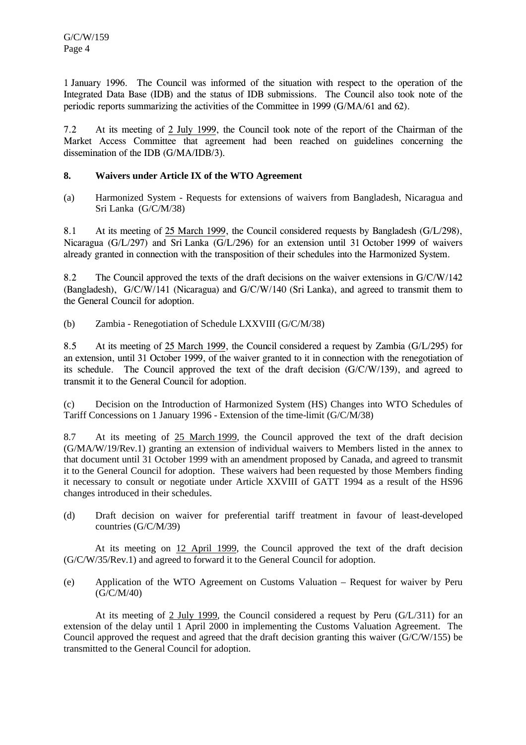1 January 1996. The Council was informed of the situation with respect to the operation of the Integrated Data Base (IDB) and the status of IDB submissions. The Council also took note of the periodic reports summarizing the activities of the Committee in 1999 (G/MA/61 and 62).

7.2 At its meeting of 2 July 1999, the Council took note of the report of the Chairman of the Market Access Committee that agreement had been reached on guidelines concerning the dissemination of the IDB (G/MA/IDB/3).

**8. Waivers under Article IX of the WTO Agreement**

(a) Harmonized System - Requests for extensions of waivers from Bangladesh, Nicaragua and Sri Lanka (G/C/M/38)

8.1 At its meeting of 25 March 1999, the Council considered requests by Bangladesh (G/L/298), Nicaragua (G/L/297) and Sri Lanka (G/L/296) for an extension until 31 October 1999 of waivers already granted in connection with the transposition of their schedules into the Harmonized System.

8.2 The Council approved the texts of the draft decisions on the waiver extensions in G/C/W/142 (Bangladesh), G/C/W/141 (Nicaragua) and G/C/W/140 (Sri Lanka), and agreed to transmit them to the General Council for adoption.

(b) Zambia - Renegotiation of Schedule LXXVIII (G/C/M/38)

8.5 At its meeting of 25 March 1999, the Council considered a request by Zambia (G/L/295) for an extension, until 31 October 1999, of the waiver granted to it in connection with the renegotiation of its schedule. The Council approved the text of the draft decision (G/C/W/139), and agreed to transmit it to the General Council for adoption.

(c) Decision on the Introduction of Harmonized System (HS) Changes into WTO Schedules of Tariff Concessions on 1 January 1996 - Extension of the time-limit (G/C/M/38)

8.7 At its meeting of 25 March 1999, the Council approved the text of the draft decision (G/MA/W/19/Rev.1) granting an extension of individual waivers to Members listed in the annex to that document until 31 October 1999 with an amendment proposed by Canada, and agreed to transmit it to the General Council for adoption. These waivers had been requested by those Members finding it necessary to consult or negotiate under Article XXVIII of GATT 1994 as a result of the HS96 changes introduced in their schedules.

(d) Draft decision on waiver for preferential tariff treatment in favour of least-developed countries (G/C/M/39)

At its meeting on 12 April 1999, the Council approved the text of the draft decision (G/C/W/35/Rev.1) and agreed to forward it to the General Council for adoption.

(e) Application of the WTO Agreement on Customs Valuation – Request for waiver by Peru (G/C/M/40)

At its meeting of 2 July 1999, the Council considered a request by Peru (G/L/311) for an extension of the delay until 1 April 2000 in implementing the Customs Valuation Agreement. The Council approved the request and agreed that the draft decision granting this waiver (G/C/W/155) be transmitted to the General Council for adoption.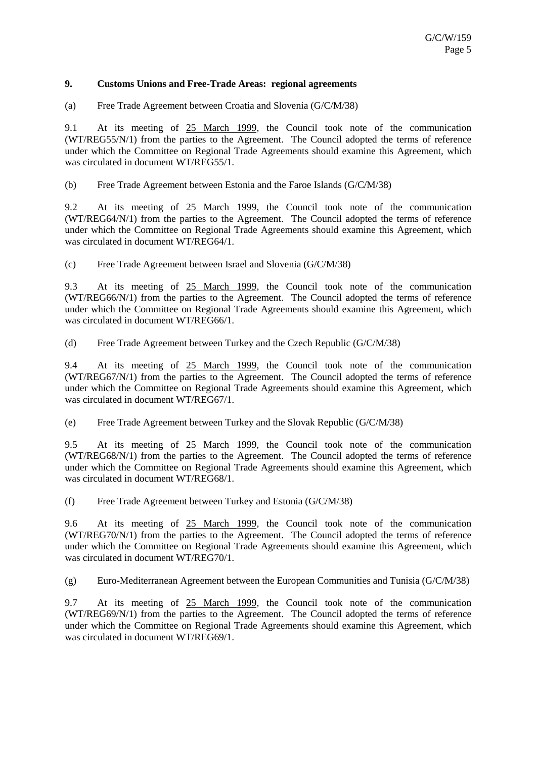## 9. Customs Unions and Free-Trade Areas: regional agreements

(a) Free Trade Agreement between Croatia and Slovenia (G/C/M/38)

9.1 At its meeting of 25 March 1999, the Council took note of the communication (WT/REG55/N/1) from the parties to the Agreement. The Council adopted the terms of reference under which the Committee on Regional Trade Agreements should examine this Agreement, which was circulated in document WT/REG55/1.

(b) Free Trade Agreement between Estonia and the Faroe Islands (G/C/M/38)

9.2 At its meeting of 25 March 1999, the Council took note of the communication (WT/REG64/N/1) from the parties to the Agreement. The Council adopted the terms of reference under which the Committee on Regional Trade Agreements should examine this Agreement, which was circulated in document WT/REG64/1.

(c) Free Trade Agreement between Israel and Slovenia (G/C/M/38)

9.3 At its meeting of 25 March 1999, the Council took note of the communication (WT/REG66/N/1) from the parties to the Agreement. The Council adopted the terms of reference under which the Committee on Regional Trade Agreements should examine this Agreement, which was circulated in document WT/REG66/1.

(d) Free Trade Agreement between Turkey and the Czech Republic (G/C/M/38)

9.4 At its meeting of 25 March 1999, the Council took note of the communication (WT/REG67/N/1) from the parties to the Agreement. The Council adopted the terms of reference under which the Committee on Regional Trade Agreements should examine this Agreement, which was circulated in document WT/REG67/1.

(e) Free Trade Agreement between Turkey and the Slovak Republic (G/C/M/38)

9.5 At its meeting of 25 March 1999, the Council took note of the communication (WT/REG68/N/1) from the parties to the Agreement. The Council adopted the terms of reference under which the Committee on Regional Trade Agreements should examine this Agreement, which was circulated in document WT/REG68/1.

(f) Free Trade Agreement between Turkey and Estonia (G/C/M/38)

9.6 At its meeting of 25 March 1999, the Council took note of the communication (WT/REG70/N/1) from the parties to the Agreement. The Council adopted the terms of reference under which the Committee on Regional Trade Agreements should examine this Agreement, which was circulated in document WT/REG70/1.

(g) Euro-Mediterranean Agreement between the European Communities and Tunisia (G/C/M/38)

9.7 At its meeting of 25 March 1999, the Council took note of the communication (WT/REG69/N/1) from the parties to the Agreement. The Council adopted the terms of reference under which the Committee on Regional Trade Agreements should examine this Agreement, which was circulated in document WT/REG69/1.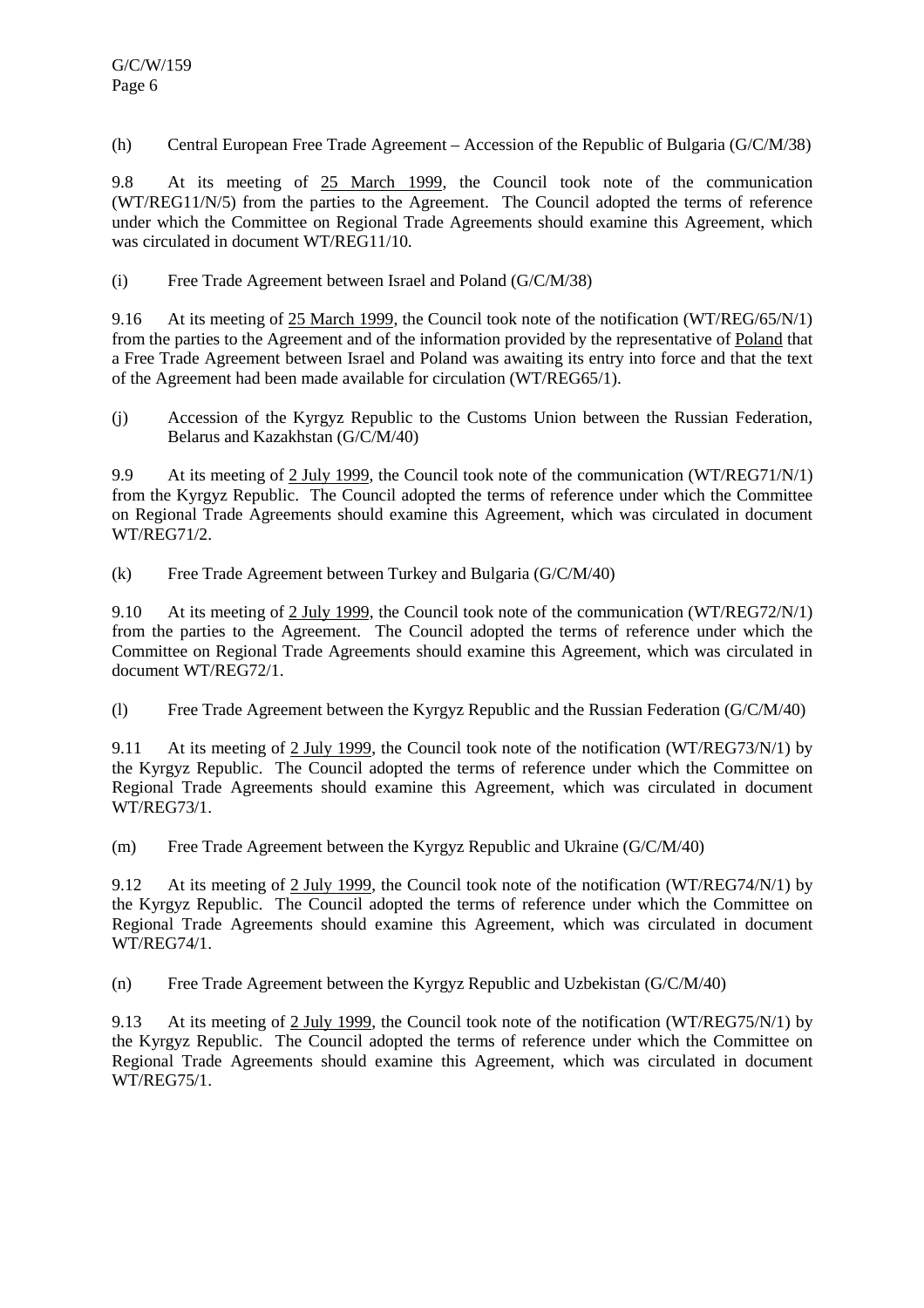(h) Central European Free Trade Agreement – Accession of the Republic of Bulgaria (G/C/M/38)

9.8 At its meeting of 25 March 1999, the Council took note of the communication (WT/REG11/N/5) from the parties to the Agreement. The Council adopted the terms of reference under which the Committee on Regional Trade Agreements should examine this Agreement, which was circulated in document WT/REG11/10.

(i) Free Trade Agreement between Israel and Poland (G/C/M/38)

9.16 At its meeting of 25 March 1999, the Council took note of the notification (WT/REG/65/N/1) from the parties to the Agreement and of the information provided by the representative of Poland that a Free Trade Agreement between Israel and Poland was awaiting its entry into force and that the text of the Agreement had been made available for circulation (WT/REG65/1).

(j) Accession of the Kyrgyz Republic to the Customs Union between the Russian Federation, Belarus and Kazakhstan (G/C/M/40)

9.9 At its meeting of 2 July 1999, the Council took note of the communication (WT/REG71/N/1) from the Kyrgyz Republic. The Council adopted the terms of reference under which the Committee on Regional Trade Agreements should examine this Agreement, which was circulated in document WT/REG71/2.

(k) Free Trade Agreement between Turkey and Bulgaria (G/C/M/40)

9.10 At its meeting of 2 July 1999, the Council took note of the communication (WT/REG72/N/1) from the parties to the Agreement. The Council adopted the terms of reference under which the Committee on Regional Trade Agreements should examine this Agreement, which was circulated in document WT/REG72/1.

(l) Free Trade Agreement between the Kyrgyz Republic and the Russian Federation (G/C/M/40)

9.11 At its meeting of 2 July 1999, the Council took note of the notification (WT/REG73/N/1) by the Kyrgyz Republic. The Council adopted the terms of reference under which the Committee on Regional Trade Agreements should examine this Agreement, which was circulated in document WT/REG73/1.

(m) Free Trade Agreement between the Kyrgyz Republic and Ukraine (G/C/M/40)

9.12 At its meeting of 2 July 1999, the Council took note of the notification (WT/REG74/N/1) by the Kyrgyz Republic. The Council adopted the terms of reference under which the Committee on Regional Trade Agreements should examine this Agreement, which was circulated in document WT/REG74/1.

(n) Free Trade Agreement between the Kyrgyz Republic and Uzbekistan (G/C/M/40)

9.13 At its meeting of 2 July 1999, the Council took note of the notification (WT/REG75/N/1) by the Kyrgyz Republic. The Council adopted the terms of reference under which the Committee on Regional Trade Agreements should examine this Agreement, which was circulated in document WT/REG75/1.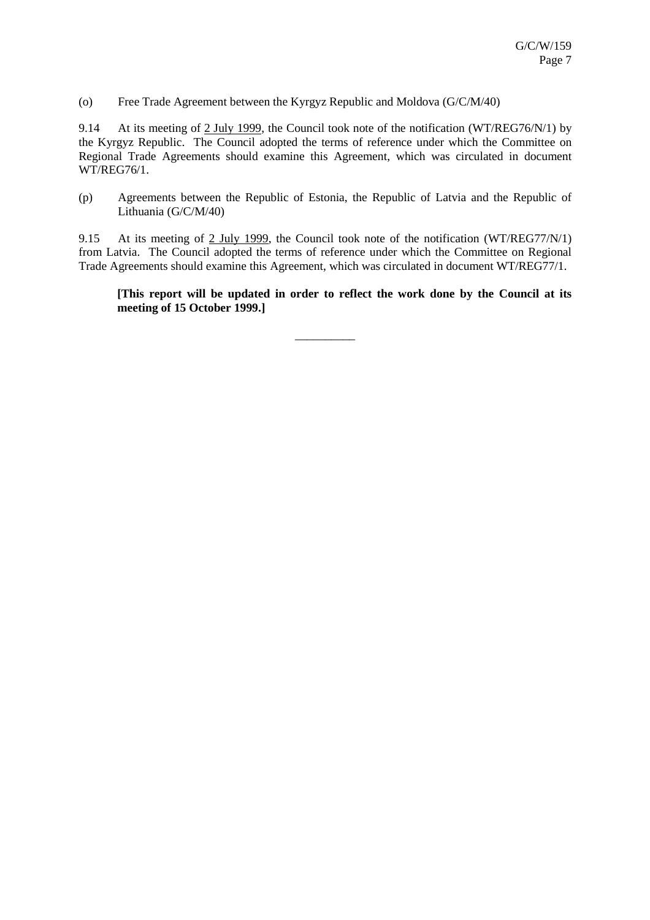(o) Free Trade Agreement between the Kyrgyz Republic and Moldova (G/C/M/40)

9.14 At its meeting of 2 July 1999, the Council took note of the notification (WT/REG76/N/1) by the Kyrgyz Republic. The Council adopted the terms of reference under which the Committee on Regional Trade Agreements should examine this Agreement, which was circulated in document WT/REG76/1.

(p) Agreements between the Republic of Estonia, the Republic of Latvia and the Republic of Lithuania (G/C/M/40)

9.15 At its meeting of 2 July 1999, the Council took note of the notification (WT/REG77/N/1) from Latvia. The Council adopted the terms of reference under which the Committee on Regional Trade Agreements should examine this Agreement, which was circulated in document WT/REG77/1.

**[This report will be updated in order to reflect the work done by the Council at its meeting of 15 October 1999.]**

__________